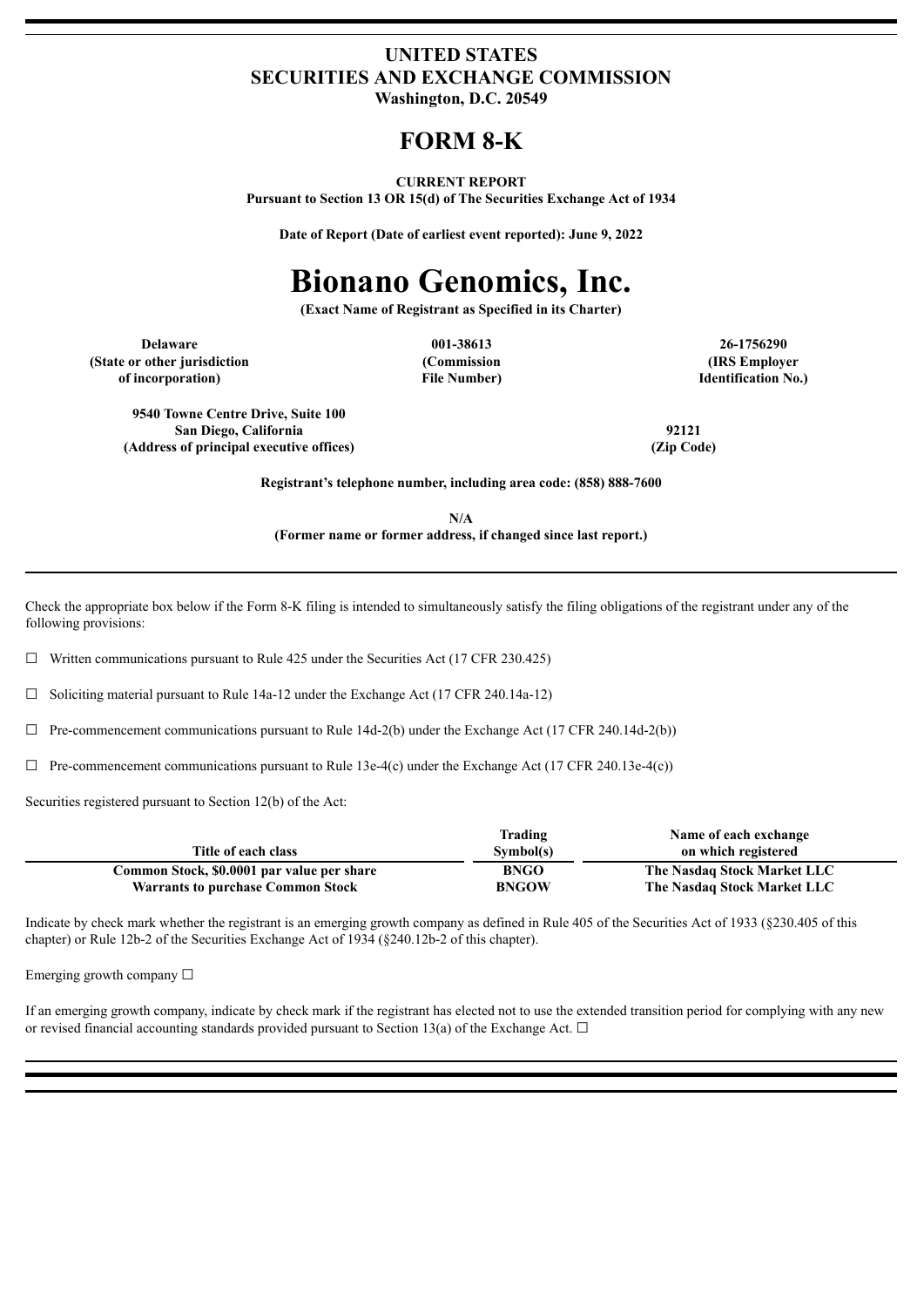# UNITED STATES
# SECURITIES AND EXCHANGE COMMISSION
**Washington, D.C. 20549**

# FORM 8-K

**CURRENT REPORT**
**Pursuant to Section 13 OR 15(d) of The Securities Exchange Act of 1934**

**Date of Report (Date of earliest event reported): June 9, 2022**

# Bionano Genomics, Inc.

**(Exact Name of Registrant as Specified in its Charter)**

| Delaware | 001-38613 | 26-1756290 |
|---|---|---|
| (State or other jurisdiction of incorporation) | (Commission File Number) | (IRS Employer Identification No.) |

| 9540 Towne Centre Drive, Suite 100 San Diego, California | 92121 |
|---|---|
| (Address of principal executive offices) | (Zip Code) |

**Registrant's telephone number, including area code: (858) 888-7600**

**N/A**
**(Former name or former address, if changed since last report.)**

Check the appropriate box below if the Form 8-K filing is intended to simultaneously satisfy the filing obligations of the registrant under any of the following provisions:

☐ Written communications pursuant to Rule 425 under the Securities Act (17 CFR 230.425)

☐ Soliciting material pursuant to Rule 14a-12 under the Exchange Act (17 CFR 240.14a-12)

☐ Pre-commencement communications pursuant to Rule 14d-2(b) under the Exchange Act (17 CFR 240.14d-2(b))

☐ Pre-commencement communications pursuant to Rule 13e-4(c) under the Exchange Act (17 CFR 240.13e-4(c))

Securities registered pursuant to Section 12(b) of the Act:

| Title of each class | Trading Symbol(s) | Name of each exchange on which registered |
|---|---|---|
| Common Stock, $0.0001 par value per share | BNGO | The Nasdaq Stock Market LLC |
| Warrants to purchase Common Stock | BNGOW | The Nasdaq Stock Market LLC |

Indicate by check mark whether the registrant is an emerging growth company as defined in Rule 405 of the Securities Act of 1933 (§230.405 of this chapter) or Rule 12b-2 of the Securities Exchange Act of 1934 (§240.12b-2 of this chapter).

Emerging growth company ☐

If an emerging growth company, indicate by check mark if the registrant has elected not to use the extended transition period for complying with any new or revised financial accounting standards provided pursuant to Section 13(a) of the Exchange Act. ☐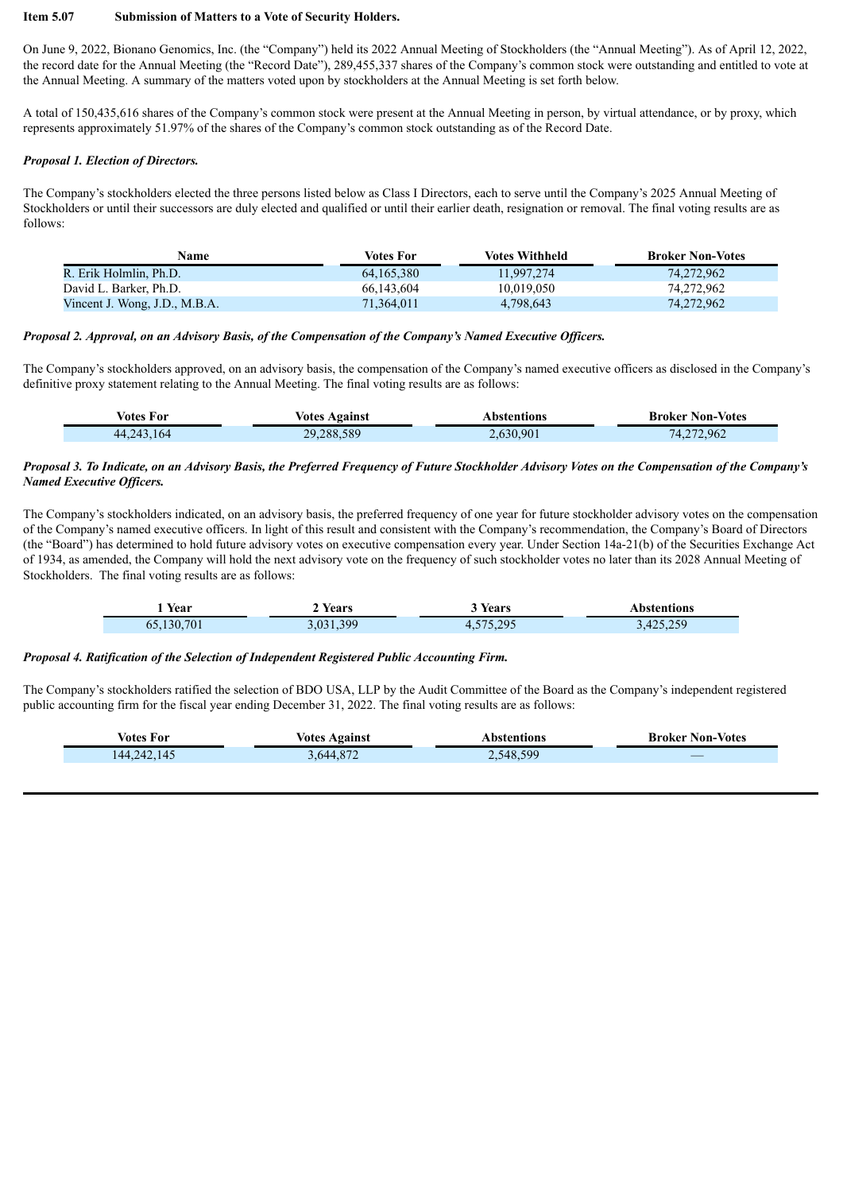**Item 5.07 Submission of Matters to a Vote of Security Holders.**

On June 9, 2022, Bionano Genomics, Inc. (the "Company") held its 2022 Annual Meeting of Stockholders (the "Annual Meeting"). As of April 12, 2022, the record date for the Annual Meeting (the "Record Date"), 289,455,337 shares of the Company's common stock were outstanding and entitled to vote at the Annual Meeting. A summary of the matters voted upon by stockholders at the Annual Meeting is set forth below.

A total of 150,435,616 shares of the Company's common stock were present at the Annual Meeting in person, by virtual attendance, or by proxy, which represents approximately 51.97% of the shares of the Company's common stock outstanding as of the Record Date.

***Proposal 1. Election of Directors.***

The Company's stockholders elected the three persons listed below as Class I Directors, each to serve until the Company's 2025 Annual Meeting of Stockholders or until their successors are duly elected and qualified or until their earlier death, resignation or removal. The final voting results are as follows:

| Name | Votes For | Votes Withheld | Broker Non-Votes |
|---|---|---|---|
| R. Erik Holmlin, Ph.D. | 64,165,380 | 11,997,274 | 74,272,962 |
| David L. Barker, Ph.D. | 66,143,604 | 10,019,050 | 74,272,962 |
| Vincent J. Wong, J.D., M.B.A. | 71,364,011 | 4,798,643 | 74,272,962 |

***Proposal 2. Approval, on an Advisory Basis, of the Compensation of the Company's Named Executive Officers.***

The Company's stockholders approved, on an advisory basis, the compensation of the Company's named executive officers as disclosed in the Company's definitive proxy statement relating to the Annual Meeting. The final voting results are as follows:

| Votes For | Votes Against | Abstentions | Broker Non-Votes |
|---|---|---|---|
| 44,243,164 | 29,288,589 | 2,630,901 | 74,272,962 |

***Proposal 3. To Indicate, on an Advisory Basis, the Preferred Frequency of Future Stockholder Advisory Votes on the Compensation of the Company's Named Executive Officers.***

The Company's stockholders indicated, on an advisory basis, the preferred frequency of one year for future stockholder advisory votes on the compensation of the Company's named executive officers. In light of this result and consistent with the Company's recommendation, the Company's Board of Directors (the "Board") has determined to hold future advisory votes on executive compensation every year. Under Section 14a-21(b) of the Securities Exchange Act of 1934, as amended, the Company will hold the next advisory vote on the frequency of such stockholder votes no later than its 2028 Annual Meeting of Stockholders. The final voting results are as follows:

| 1 Year | 2 Years | 3 Years | Abstentions |
|---|---|---|---|
| 65,130,701 | 3,031,399 | 4,575,295 | 3,425,259 |

***Proposal 4. Ratification of the Selection of Independent Registered Public Accounting Firm.***

The Company's stockholders ratified the selection of BDO USA, LLP by the Audit Committee of the Board as the Company's independent registered public accounting firm for the fiscal year ending December 31, 2022. The final voting results are as follows:

| Votes For | Votes Against | Abstentions | Broker Non-Votes |
|---|---|---|---|
| 144,242,145 | 3,644,872 | 2,548,599 | — |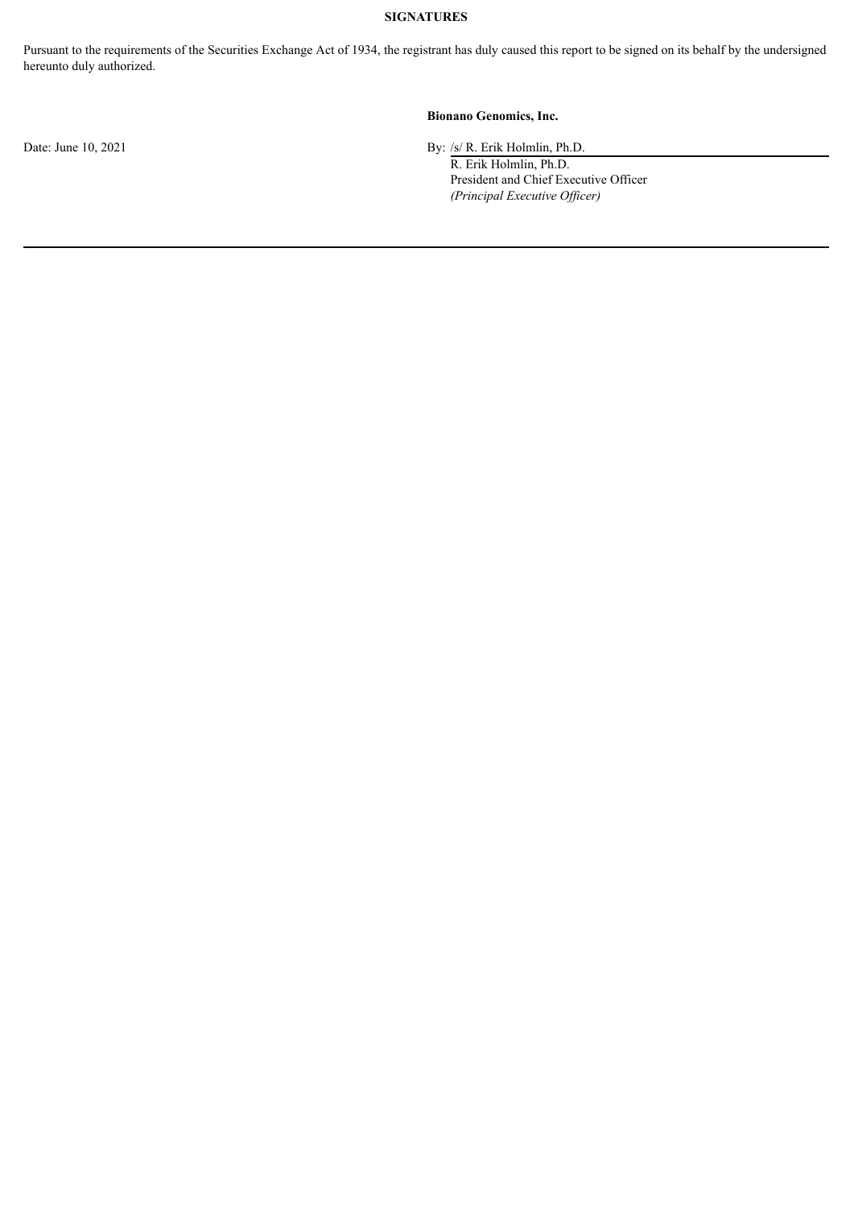**SIGNATURES**

Pursuant to the requirements of the Securities Exchange Act of 1934, the registrant has duly caused this report to be signed on its behalf by the undersigned hereunto duly authorized.

**Bionano Genomics, Inc.**

Date: June 10, 2021

By: /s/ R. Erik Holmlin, Ph.D.
R. Erik Holmlin, Ph.D.
President and Chief Executive Officer
*(Principal Executive Officer)*